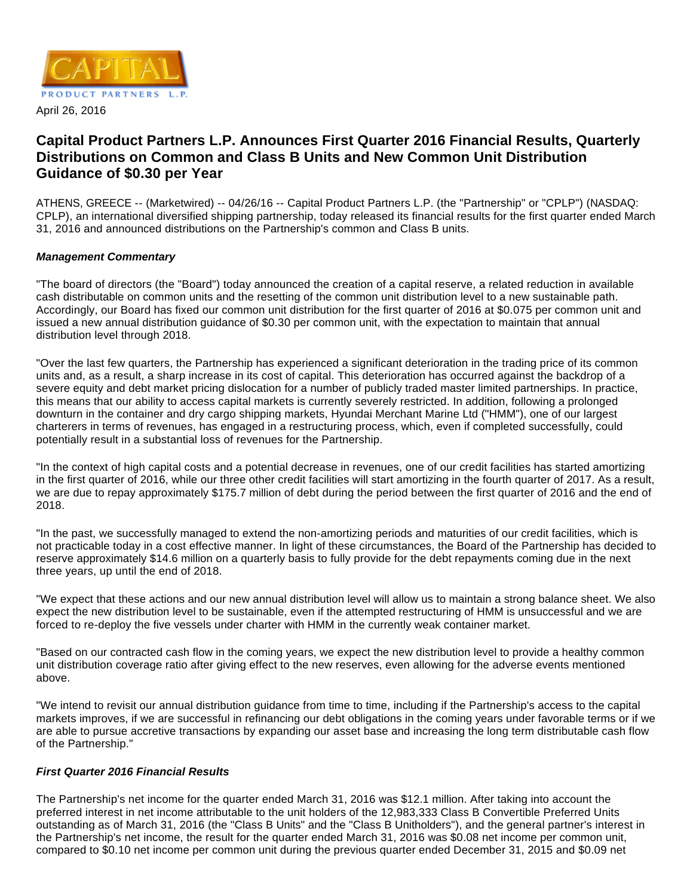CAPITAL PRODUCT PARTNERS L.P.

April 26, 2016

# Capital Product Partners L.P. Announces First Quarter 2016 Financial Results, Quarterly Distributions on Common and Class B Units and New Common Unit Distribution Guidance of $0.30 per Year

ATHENS, GREECE -- (Marketwired) -- 04/26/16 -- Capital Product Partners L.P. (the "Partnership" or "CPLP") (NASDAQ: CPLP), an international diversified shipping partnership, today released its financial results for the first quarter ended March 31, 2016 and announced distributions on the Partnership's common and Class B units.

***Management Commentary***

"The board of directors (the "Board") today announced the creation of a capital reserve, a related reduction in available cash distributable on common units and the resetting of the common unit distribution level to a new sustainable path. Accordingly, our Board has fixed our common unit distribution for the first quarter of 2016 at $0.075 per common unit and issued a new annual distribution guidance of $0.30 per common unit, with the expectation to maintain that annual distribution level through 2018.

"Over the last few quarters, the Partnership has experienced a significant deterioration in the trading price of its common units and, as a result, a sharp increase in its cost of capital. This deterioration has occurred against the backdrop of a severe equity and debt market pricing dislocation for a number of publicly traded master limited partnerships. In practice, this means that our ability to access capital markets is currently severely restricted. In addition, following a prolonged downturn in the container and dry cargo shipping markets, Hyundai Merchant Marine Ltd ("HMM"), one of our largest charterers in terms of revenues, has engaged in a restructuring process, which, even if completed successfully, could potentially result in a substantial loss of revenues for the Partnership.

"In the context of high capital costs and a potential decrease in revenues, one of our credit facilities has started amortizing in the first quarter of 2016, while our three other credit facilities will start amortizing in the fourth quarter of 2017. As a result, we are due to repay approximately $175.7 million of debt during the period between the first quarter of 2016 and the end of 2018.

"In the past, we successfully managed to extend the non-amortizing periods and maturities of our credit facilities, which is not practicable today in a cost effective manner. In light of these circumstances, the Board of the Partnership has decided to reserve approximately $14.6 million on a quarterly basis to fully provide for the debt repayments coming due in the next three years, up until the end of 2018.

"We expect that these actions and our new annual distribution level will allow us to maintain a strong balance sheet. We also expect the new distribution level to be sustainable, even if the attempted restructuring of HMM is unsuccessful and we are forced to re-deploy the five vessels under charter with HMM in the currently weak container market.

"Based on our contracted cash flow in the coming years, we expect the new distribution level to provide a healthy common unit distribution coverage ratio after giving effect to the new reserves, even allowing for the adverse events mentioned above.

"We intend to revisit our annual distribution guidance from time to time, including if the Partnership's access to the capital markets improves, if we are successful in refinancing our debt obligations in the coming years under favorable terms or if we are able to pursue accretive transactions by expanding our asset base and increasing the long term distributable cash flow of the Partnership."

***First Quarter 2016 Financial Results***

The Partnership's net income for the quarter ended March 31, 2016 was $12.1 million. After taking into account the preferred interest in net income attributable to the unit holders of the 12,983,333 Class B Convertible Preferred Units outstanding as of March 31, 2016 (the "Class B Units" and the "Class B Unitholders"), and the general partner's interest in the Partnership's net income, the result for the quarter ended March 31, 2016 was $0.08 net income per common unit, compared to $0.10 net income per common unit during the previous quarter ended December 31, 2015 and $0.09 net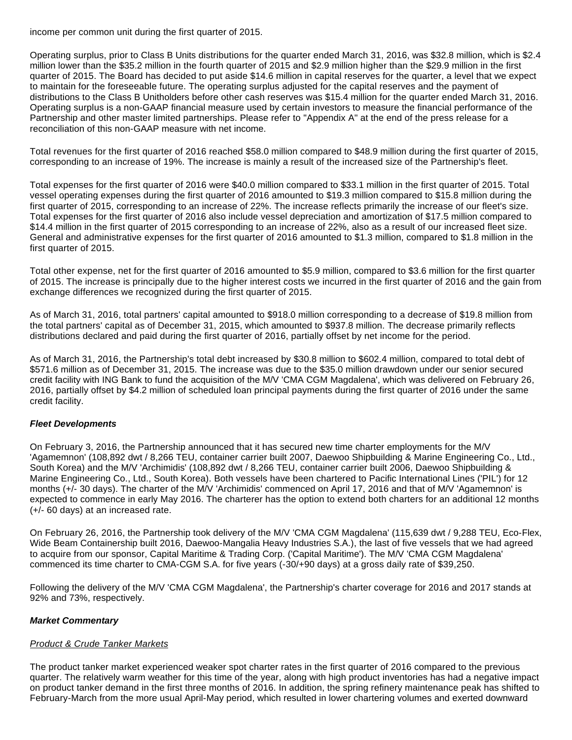income per common unit during the first quarter of 2015.

Operating surplus, prior to Class B Units distributions for the quarter ended March 31, 2016, was $32.8 million, which is $2.4 million lower than the $35.2 million in the fourth quarter of 2015 and $2.9 million higher than the $29.9 million in the first quarter of 2015. The Board has decided to put aside $14.6 million in capital reserves for the quarter, a level that we expect to maintain for the foreseeable future. The operating surplus adjusted for the capital reserves and the payment of distributions to the Class B Unitholders before other cash reserves was $15.4 million for the quarter ended March 31, 2016. Operating surplus is a non-GAAP financial measure used by certain investors to measure the financial performance of the Partnership and other master limited partnerships. Please refer to "Appendix A" at the end of the press release for a reconciliation of this non-GAAP measure with net income.

Total revenues for the first quarter of 2016 reached $58.0 million compared to $48.9 million during the first quarter of 2015, corresponding to an increase of 19%. The increase is mainly a result of the increased size of the Partnership's fleet.

Total expenses for the first quarter of 2016 were $40.0 million compared to $33.1 million in the first quarter of 2015. Total vessel operating expenses during the first quarter of 2016 amounted to $19.3 million compared to $15.8 million during the first quarter of 2015, corresponding to an increase of 22%. The increase reflects primarily the increase of our fleet's size. Total expenses for the first quarter of 2016 also include vessel depreciation and amortization of $17.5 million compared to $14.4 million in the first quarter of 2015 corresponding to an increase of 22%, also as a result of our increased fleet size. General and administrative expenses for the first quarter of 2016 amounted to $1.3 million, compared to $1.8 million in the first quarter of 2015.

Total other expense, net for the first quarter of 2016 amounted to $5.9 million, compared to $3.6 million for the first quarter of 2015. The increase is principally due to the higher interest costs we incurred in the first quarter of 2016 and the gain from exchange differences we recognized during the first quarter of 2015.

As of March 31, 2016, total partners' capital amounted to $918.0 million corresponding to a decrease of $19.8 million from the total partners' capital as of December 31, 2015, which amounted to $937.8 million. The decrease primarily reflects distributions declared and paid during the first quarter of 2016, partially offset by net income for the period.

As of March 31, 2016, the Partnership's total debt increased by $30.8 million to $602.4 million, compared to total debt of $571.6 million as of December 31, 2015. The increase was due to the $35.0 million drawdown under our senior secured credit facility with ING Bank to fund the acquisition of the M/V 'CMA CGM Magdalena', which was delivered on February 26, 2016, partially offset by $4.2 million of scheduled loan principal payments during the first quarter of 2016 under the same credit facility.

***Fleet Developments***

On February 3, 2016, the Partnership announced that it has secured new time charter employments for the M/V 'Agamemnon' (108,892 dwt / 8,266 TEU, container carrier built 2007, Daewoo Shipbuilding & Marine Engineering Co., Ltd., South Korea) and the M/V 'Archimidis' (108,892 dwt / 8,266 TEU, container carrier built 2006, Daewoo Shipbuilding & Marine Engineering Co., Ltd., South Korea). Both vessels have been chartered to Pacific International Lines ('PIL') for 12 months (+/- 30 days). The charter of the M/V 'Archimidis' commenced on April 17, 2016 and that of M/V 'Agamemnon' is expected to commence in early May 2016. The charterer has the option to extend both charters for an additional 12 months (+/- 60 days) at an increased rate.

On February 26, 2016, the Partnership took delivery of the M/V 'CMA CGM Magdalena' (115,639 dwt / 9,288 TEU, Eco-Flex, Wide Beam Containership built 2016, Daewoo-Mangalia Heavy Industries S.A.), the last of five vessels that we had agreed to acquire from our sponsor, Capital Maritime & Trading Corp. ('Capital Maritime'). The M/V 'CMA CGM Magdalena' commenced its time charter to CMA-CGM S.A. for five years (-30/+90 days) at a gross daily rate of $39,250.

Following the delivery of the M/V 'CMA CGM Magdalena', the Partnership's charter coverage for 2016 and 2017 stands at 92% and 73%, respectively.

***Market Commentary***

*Product & Crude Tanker Markets*

The product tanker market experienced weaker spot charter rates in the first quarter of 2016 compared to the previous quarter. The relatively warm weather for this time of the year, along with high product inventories has had a negative impact on product tanker demand in the first three months of 2016. In addition, the spring refinery maintenance peak has shifted to February-March from the more usual April-May period, which resulted in lower chartering volumes and exerted downward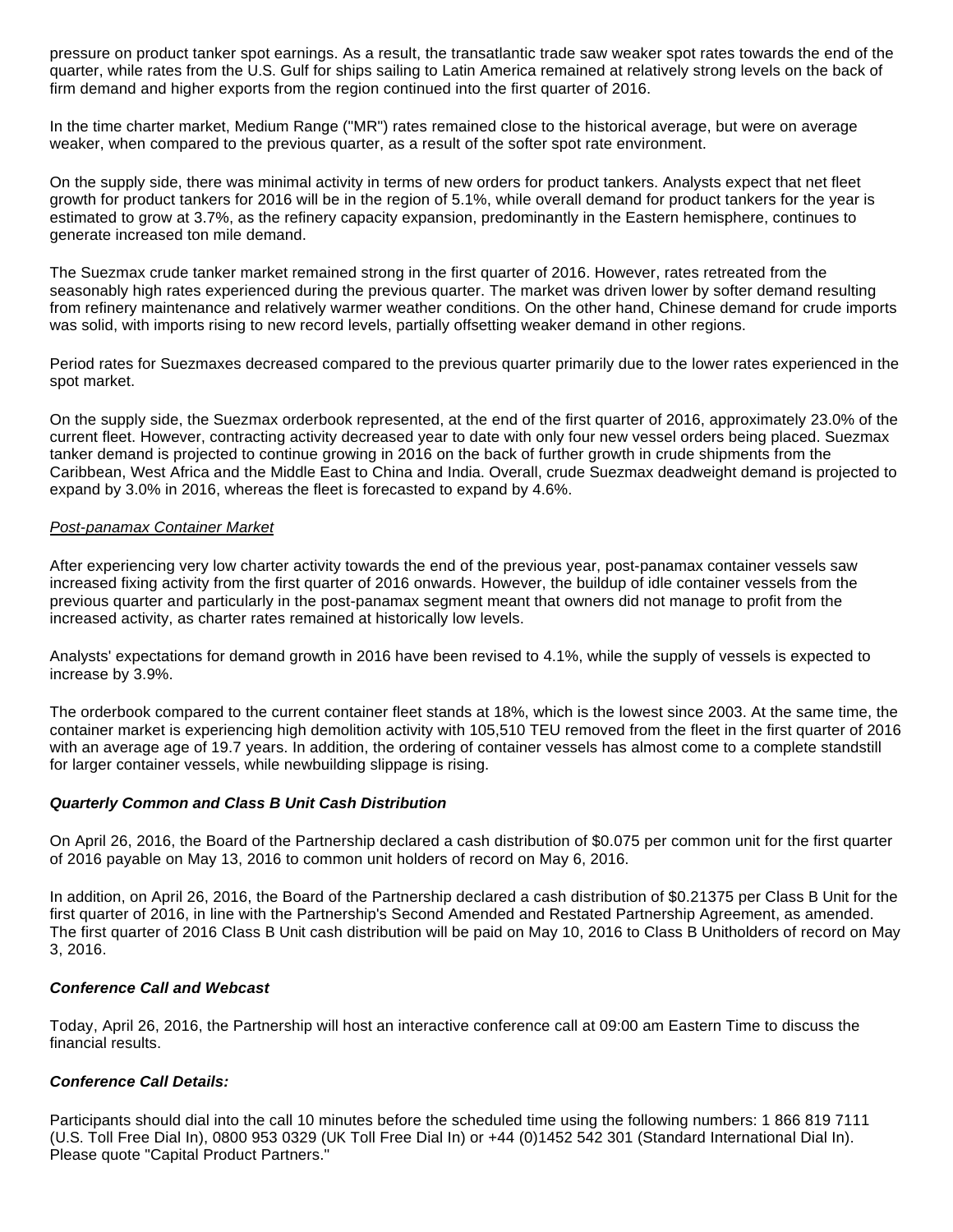pressure on product tanker spot earnings. As a result, the transatlantic trade saw weaker spot rates towards the end of the quarter, while rates from the U.S. Gulf for ships sailing to Latin America remained at relatively strong levels on the back of firm demand and higher exports from the region continued into the first quarter of 2016.

In the time charter market, Medium Range ("MR") rates remained close to the historical average, but were on average weaker, when compared to the previous quarter, as a result of the softer spot rate environment.

On the supply side, there was minimal activity in terms of new orders for product tankers. Analysts expect that net fleet growth for product tankers for 2016 will be in the region of 5.1%, while overall demand for product tankers for the year is estimated to grow at 3.7%, as the refinery capacity expansion, predominantly in the Eastern hemisphere, continues to generate increased ton mile demand.

The Suezmax crude tanker market remained strong in the first quarter of 2016. However, rates retreated from the seasonably high rates experienced during the previous quarter. The market was driven lower by softer demand resulting from refinery maintenance and relatively warmer weather conditions. On the other hand, Chinese demand for crude imports was solid, with imports rising to new record levels, partially offsetting weaker demand in other regions.

Period rates for Suezmaxes decreased compared to the previous quarter primarily due to the lower rates experienced in the spot market.

On the supply side, the Suezmax orderbook represented, at the end of the first quarter of 2016, approximately 23.0% of the current fleet. However, contracting activity decreased year to date with only four new vessel orders being placed. Suezmax tanker demand is projected to continue growing in 2016 on the back of further growth in crude shipments from the Caribbean, West Africa and the Middle East to China and India. Overall, crude Suezmax deadweight demand is projected to expand by 3.0% in 2016, whereas the fleet is forecasted to expand by 4.6%.

*Post-panamax Container Market*

After experiencing very low charter activity towards the end of the previous year, post-panamax container vessels saw increased fixing activity from the first quarter of 2016 onwards. However, the buildup of idle container vessels from the previous quarter and particularly in the post-panamax segment meant that owners did not manage to profit from the increased activity, as charter rates remained at historically low levels.

Analysts' expectations for demand growth in 2016 have been revised to 4.1%, while the supply of vessels is expected to increase by 3.9%.

The orderbook compared to the current container fleet stands at 18%, which is the lowest since 2003. At the same time, the container market is experiencing high demolition activity with 105,510 TEU removed from the fleet in the first quarter of 2016 with an average age of 19.7 years. In addition, the ordering of container vessels has almost come to a complete standstill for larger container vessels, while newbuilding slippage is rising.

***Quarterly Common and Class B Unit Cash Distribution***

On April 26, 2016, the Board of the Partnership declared a cash distribution of $0.075 per common unit for the first quarter of 2016 payable on May 13, 2016 to common unit holders of record on May 6, 2016.

In addition, on April 26, 2016, the Board of the Partnership declared a cash distribution of $0.21375 per Class B Unit for the first quarter of 2016, in line with the Partnership's Second Amended and Restated Partnership Agreement, as amended. The first quarter of 2016 Class B Unit cash distribution will be paid on May 10, 2016 to Class B Unitholders of record on May 3, 2016.

***Conference Call and Webcast***

Today, April 26, 2016, the Partnership will host an interactive conference call at 09:00 am Eastern Time to discuss the financial results.

***Conference Call Details:***

Participants should dial into the call 10 minutes before the scheduled time using the following numbers: 1 866 819 7111 (U.S. Toll Free Dial In), 0800 953 0329 (UK Toll Free Dial In) or +44 (0)1452 542 301 (Standard International Dial In). Please quote "Capital Product Partners."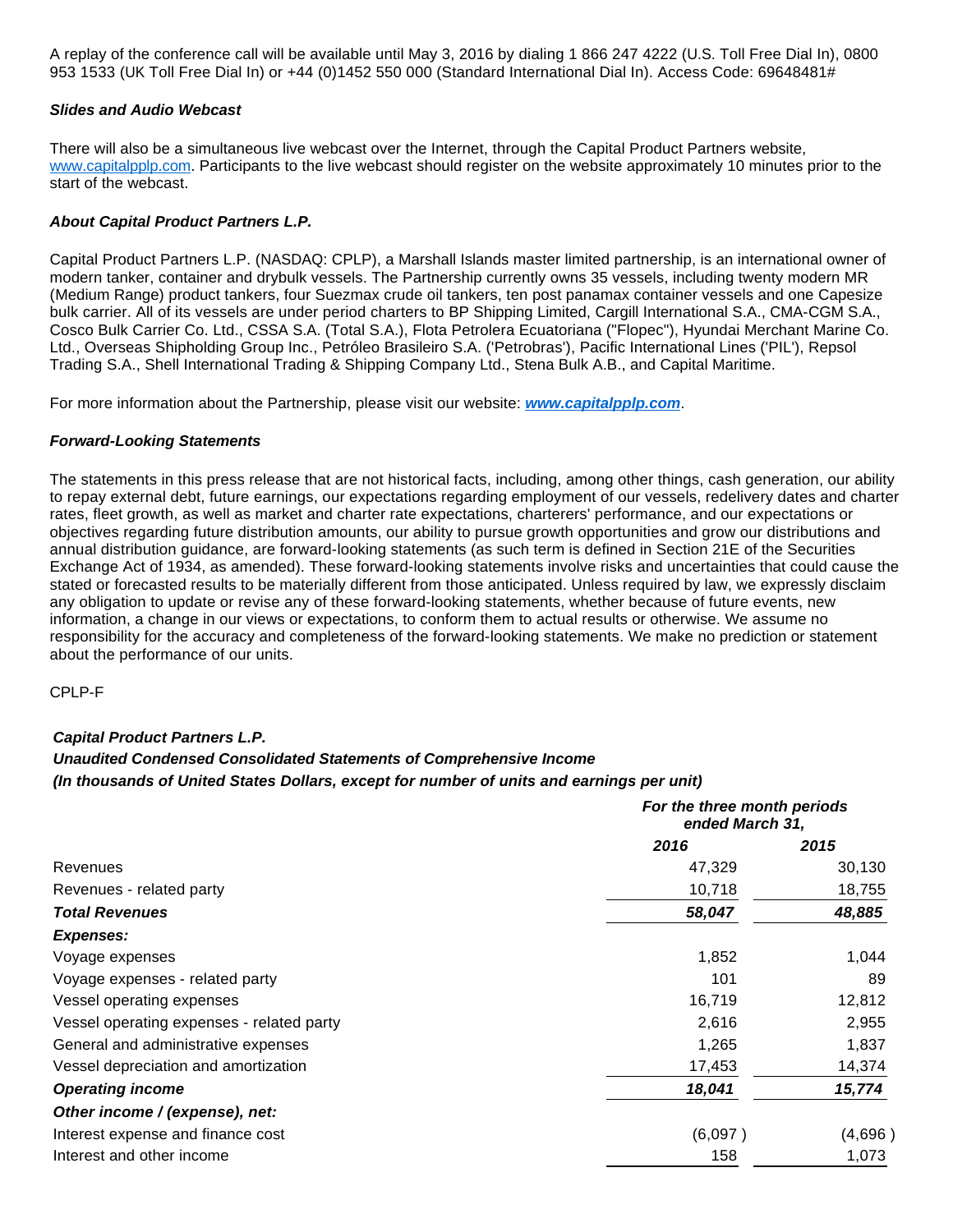A replay of the conference call will be available until May 3, 2016 by dialing 1 866 247 4222 (U.S. Toll Free Dial In), 0800 953 1533 (UK Toll Free Dial In) or +44 (0)1452 550 000 (Standard International Dial In). Access Code: 69648481#

***Slides and Audio Webcast***

There will also be a simultaneous live webcast over the Internet, through the Capital Product Partners website, www.capitalpplp.com. Participants to the live webcast should register on the website approximately 10 minutes prior to the start of the webcast.

***About Capital Product Partners L.P.***

Capital Product Partners L.P. (NASDAQ: CPLP), a Marshall Islands master limited partnership, is an international owner of modern tanker, container and drybulk vessels. The Partnership currently owns 35 vessels, including twenty modern MR (Medium Range) product tankers, four Suezmax crude oil tankers, ten post panamax container vessels and one Capesize bulk carrier. All of its vessels are under period charters to BP Shipping Limited, Cargill International S.A., CMA-CGM S.A., Cosco Bulk Carrier Co. Ltd., CSSA S.A. (Total S.A.), Flota Petrolera Ecuatoriana ("Flopec"), Hyundai Merchant Marine Co. Ltd., Overseas Shipholding Group Inc., Petróleo Brasileiro S.A. ('Petrobras'), Pacific International Lines ('PIL'), Repsol Trading S.A., Shell International Trading & Shipping Company Ltd., Stena Bulk A.B., and Capital Maritime.

For more information about the Partnership, please visit our website: ***www.capitalpplp.com***.

***Forward-Looking Statements***

The statements in this press release that are not historical facts, including, among other things, cash generation, our ability to repay external debt, future earnings, our expectations regarding employment of our vessels, redelivery dates and charter rates, fleet growth, as well as market and charter rate expectations, charterers' performance, and our expectations or objectives regarding future distribution amounts, our ability to pursue growth opportunities and grow our distributions and annual distribution guidance, are forward-looking statements (as such term is defined in Section 21E of the Securities Exchange Act of 1934, as amended). These forward-looking statements involve risks and uncertainties that could cause the stated or forecasted results to be materially different from those anticipated. Unless required by law, we expressly disclaim any obligation to update or revise any of these forward-looking statements, whether because of future events, new information, a change in our views or expectations, to conform them to actual results or otherwise. We assume no responsibility for the accuracy and completeness of the forward-looking statements. We make no prediction or statement about the performance of our units.

CPLP-F

***Capital Product Partners L.P.***
***Unaudited Condensed Consolidated Statements of Comprehensive Income***
***(In thousands of United States Dollars, except for number of units and earnings per unit)***

| | ***For the three month periods ended March 31,*** | |
|---|---|---|
| | ***2016*** | ***2015*** |
| Revenues | 47,329 | 30,130 |
| Revenues - related party | 10,718 | 18,755 |
| ***Total Revenues*** | ***58,047*** | ***48,885*** |
| ***Expenses:*** | | |
| Voyage expenses | 1,852 | 1,044 |
| Voyage expenses - related party | 101 | 89 |
| Vessel operating expenses | 16,719 | 12,812 |
| Vessel operating expenses - related party | 2,616 | 2,955 |
| General and administrative expenses | 1,265 | 1,837 |
| Vessel depreciation and amortization | 17,453 | 14,374 |
| ***Operating income*** | ***18,041*** | ***15,774*** |
| ***Other income / (expense), net:*** | | |
| Interest expense and finance cost | (6,097 ) | (4,696 ) |
| Interest and other income | 158 | 1,073 |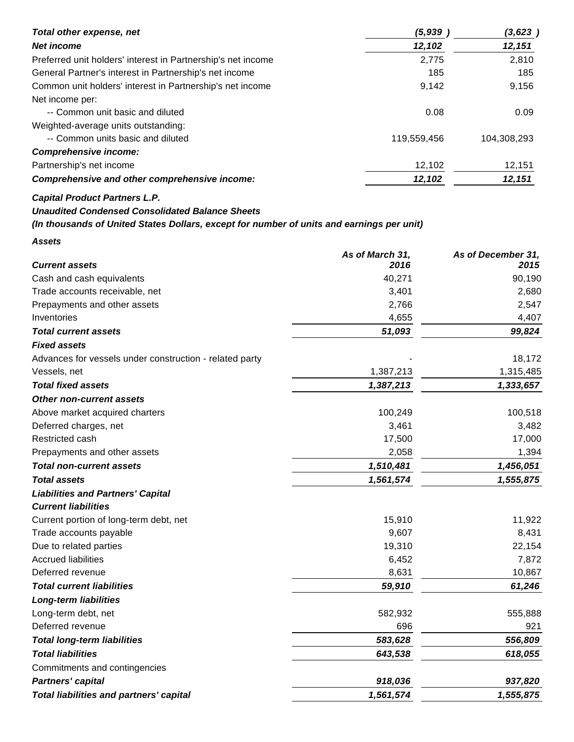| | | |
|---|---|---|
| ***Total other expense, net*** | ***(5,939 )*** | ***(3,623 )*** |
| ***Net income*** | ***12,102*** | ***12,151*** |
| Preferred unit holders' interest in Partnership's net income | 2,775 | 2,810 |
| General Partner's interest in Partnership's net income | 185 | 185 |
| Common unit holders' interest in Partnership's net income | 9,142 | 9,156 |
| Net income per: | | |
| -- Common unit basic and diluted | 0.08 | 0.09 |
| Weighted-average units outstanding: | | |
| -- Common units basic and diluted | 119,559,456 | 104,308,293 |
| ***Comprehensive income:*** | | |
| Partnership's net income | 12,102 | 12,151 |
| ***Comprehensive and other comprehensive income:*** | ***12,102*** | ***12,151*** |

***Capital Product Partners L.P.***

***Unaudited Condensed Consolidated Balance Sheets***

***(In thousands of United States Dollars, except for number of units and earnings per unit)***

***Assets***

| ***Current assets*** | ***As of March 31, 2016*** | ***As of December 31, 2015*** |
|---|---|---|
| Cash and cash equivalents | 40,271 | 90,190 |
| Trade accounts receivable, net | 3,401 | 2,680 |
| Prepayments and other assets | 2,766 | 2,547 |
| Inventories | 4,655 | 4,407 |
| ***Total current assets*** | ***51,093*** | ***99,824*** |
| ***Fixed assets*** | | |
| Advances for vessels under construction - related party | - | 18,172 |
| Vessels, net | 1,387,213 | 1,315,485 |
| ***Total fixed assets*** | ***1,387,213*** | ***1,333,657*** |
| ***Other non-current assets*** | | |
| Above market acquired charters | 100,249 | 100,518 |
| Deferred charges, net | 3,461 | 3,482 |
| Restricted cash | 17,500 | 17,000 |
| Prepayments and other assets | 2,058 | 1,394 |
| ***Total non-current assets*** | ***1,510,481*** | ***1,456,051*** |
| ***Total assets*** | ***1,561,574*** | ***1,555,875*** |
| ***Liabilities and Partners' Capital*** | | |
| ***Current liabilities*** | | |
| Current portion of long-term debt, net | 15,910 | 11,922 |
| Trade accounts payable | 9,607 | 8,431 |
| Due to related parties | 19,310 | 22,154 |
| Accrued liabilities | 6,452 | 7,872 |
| Deferred revenue | 8,631 | 10,867 |
| ***Total current liabilities*** | ***59,910*** | ***61,246*** |
| ***Long-term liabilities*** | | |
| Long-term debt, net | 582,932 | 555,888 |
| Deferred revenue | 696 | 921 |
| ***Total long-term liabilities*** | ***583,628*** | ***556,809*** |
| ***Total liabilities*** | ***643,538*** | ***618,055*** |
| Commitments and contingencies | | |
| ***Partners' capital*** | ***918,036*** | ***937,820*** |
| ***Total liabilities and partners' capital*** | ***1,561,574*** | ***1,555,875*** |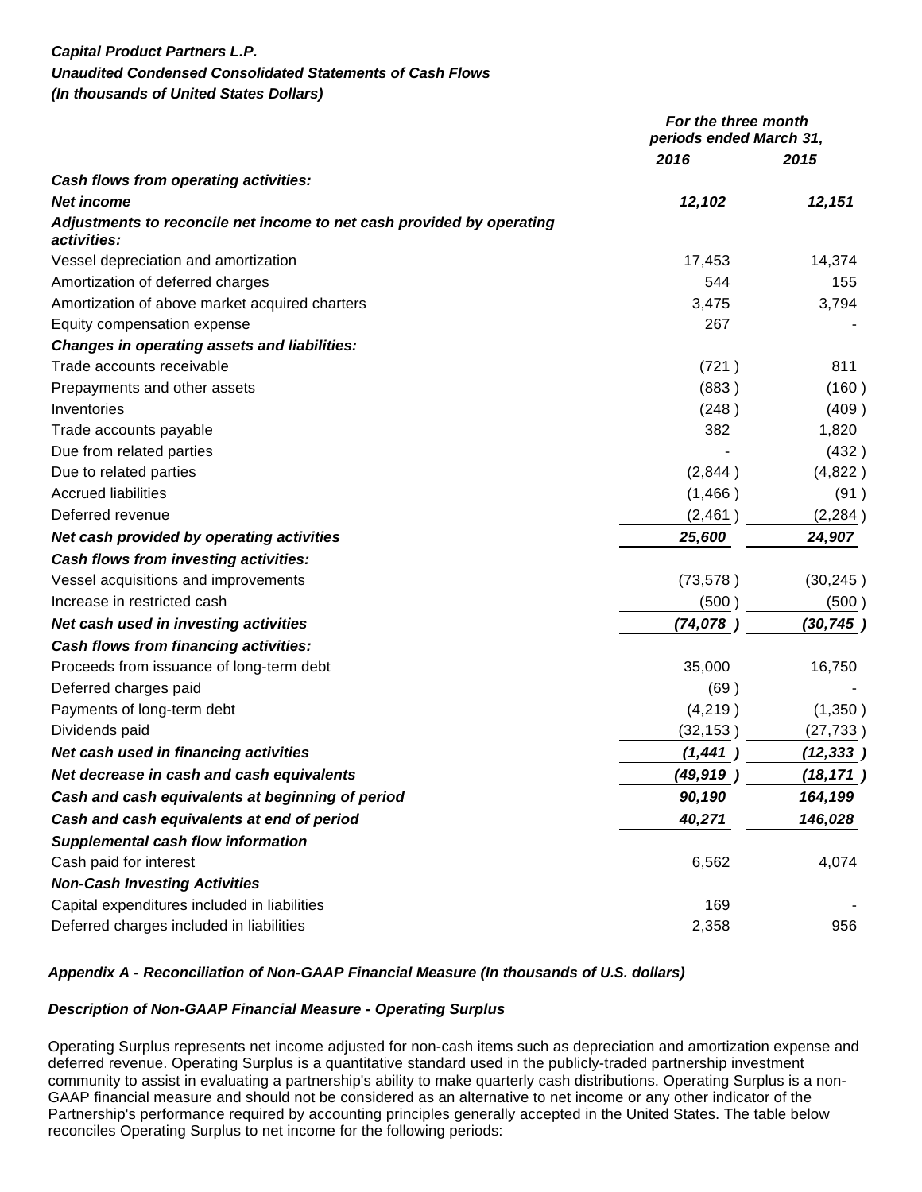***Capital Product Partners L.P.***
***Unaudited Condensed Consolidated Statements of Cash Flows***
***(In thousands of United States Dollars)***

| | *For the three month periods ended March 31,* | |
|---|---|---|
| | ***2016*** | ***2015*** |
| ***Cash flows from operating activities:*** | | |
| ***Net income*** | ***12,102*** | ***12,151*** |
| ***Adjustments to reconcile net income to net cash provided by operating activities:*** | | |
| Vessel depreciation and amortization | 17,453 | 14,374 |
| Amortization of deferred charges | 544 | 155 |
| Amortization of above market acquired charters | 3,475 | 3,794 |
| Equity compensation expense | 267 | - |
| ***Changes in operating assets and liabilities:*** | | |
| Trade accounts receivable | (721 ) | 811 |
| Prepayments and other assets | (883 ) | (160 ) |
| Inventories | (248 ) | (409 ) |
| Trade accounts payable | 382 | 1,820 |
| Due from related parties | - | (432 ) |
| Due to related parties | (2,844 ) | (4,822 ) |
| Accrued liabilities | (1,466 ) | (91 ) |
| Deferred revenue | (2,461 ) | (2,284 ) |
| ***Net cash provided by operating activities*** | ***25,600*** | ***24,907*** |
| ***Cash flows from investing activities:*** | | |
| Vessel acquisitions and improvements | (73,578 ) | (30,245 ) |
| Increase in restricted cash | (500 ) | (500 ) |
| ***Net cash used in investing activities*** | ***(74,078 )*** | ***(30,745 )*** |
| ***Cash flows from financing activities:*** | | |
| Proceeds from issuance of long-term debt | 35,000 | 16,750 |
| Deferred charges paid | (69 ) | - |
| Payments of long-term debt | (4,219 ) | (1,350 ) |
| Dividends paid | (32,153 ) | (27,733 ) |
| ***Net cash used in financing activities*** | ***(1,441 )*** | ***(12,333 )*** |
| ***Net decrease in cash and cash equivalents*** | ***(49,919 )*** | ***(18,171 )*** |
| ***Cash and cash equivalents at beginning of period*** | ***90,190*** | ***164,199*** |
| ***Cash and cash equivalents at end of period*** | ***40,271*** | ***146,028*** |
| ***Supplemental cash flow information*** | | |
| Cash paid for interest | 6,562 | 4,074 |
| ***Non-Cash Investing Activities*** | | |
| Capital expenditures included in liabilities | 169 | - |
| Deferred charges included in liabilities | 2,358 | 956 |

***Appendix A - Reconciliation of Non-GAAP Financial Measure (In thousands of U.S. dollars)***

***Description of Non-GAAP Financial Measure - Operating Surplus***

Operating Surplus represents net income adjusted for non-cash items such as depreciation and amortization expense and deferred revenue. Operating Surplus is a quantitative standard used in the publicly-traded partnership investment community to assist in evaluating a partnership's ability to make quarterly cash distributions. Operating Surplus is a non-GAAP financial measure and should not be considered as an alternative to net income or any other indicator of the Partnership's performance required by accounting principles generally accepted in the United States. The table below reconciles Operating Surplus to net income for the following periods: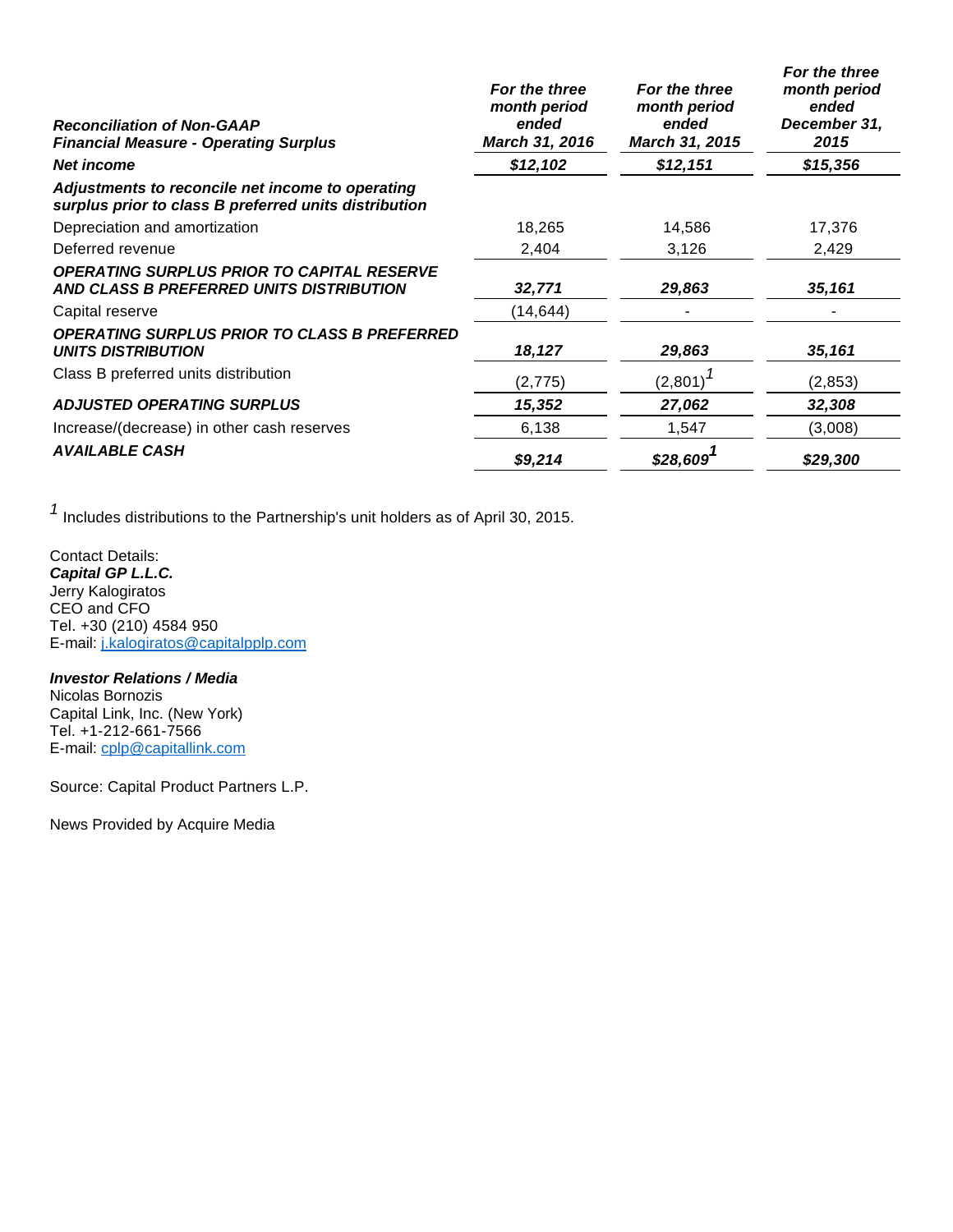| ***Reconciliation of Non-GAAP Financial Measure - Operating Surplus*** | ***For the three month period ended March 31, 2016*** | ***For the three month period ended March 31, 2015*** | ***For the three month period ended December 31, 2015*** |
|---|---|---|---|
| ***Net income*** | ***$12,102*** | ***$12,151*** | ***$15,356*** |
| ***Adjustments to reconcile net income to operating surplus prior to class B preferred units distribution*** | | | |
| Depreciation and amortization | 18,265 | 14,586 | 17,376 |
| Deferred revenue | 2,404 | 3,126 | 2,429 |
| ***OPERATING SURPLUS PRIOR TO CAPITAL RESERVE AND CLASS B PREFERRED UNITS DISTRIBUTION*** | ***32,771*** | ***29,863*** | ***35,161*** |
| Capital reserve | (14,644) | - | - |
| ***OPERATING SURPLUS PRIOR TO CLASS B PREFERRED UNITS DISTRIBUTION*** | ***18,127*** | ***29,863*** | ***35,161*** |
| Class B preferred units distribution | (2,775) | (2,801)[1] | (2,853) |
| ***ADJUSTED OPERATING SURPLUS*** | ***15,352*** | ***27,062*** | ***32,308*** |
| Increase/(decrease) in other cash reserves | 6,138 | 1,547 | (3,008) |
| ***AVAILABLE CASH*** | ***$9,214*** | ***$28,609***[1] | ***$29,300*** |

[1] Includes distributions to the Partnership's unit holders as of April 30, 2015.

Contact Details:
***Capital GP L.L.C.***
Jerry Kalogiratos
CEO and CFO
Tel. +30 (210) 4584 950
E-mail: j.kalogiratos@capitalpplp.com

***Investor Relations / Media***
Nicolas Bornozis
Capital Link, Inc. (New York)
Tel. +1-212-661-7566
E-mail: cplp@capitallink.com

Source: Capital Product Partners L.P.

News Provided by Acquire Media